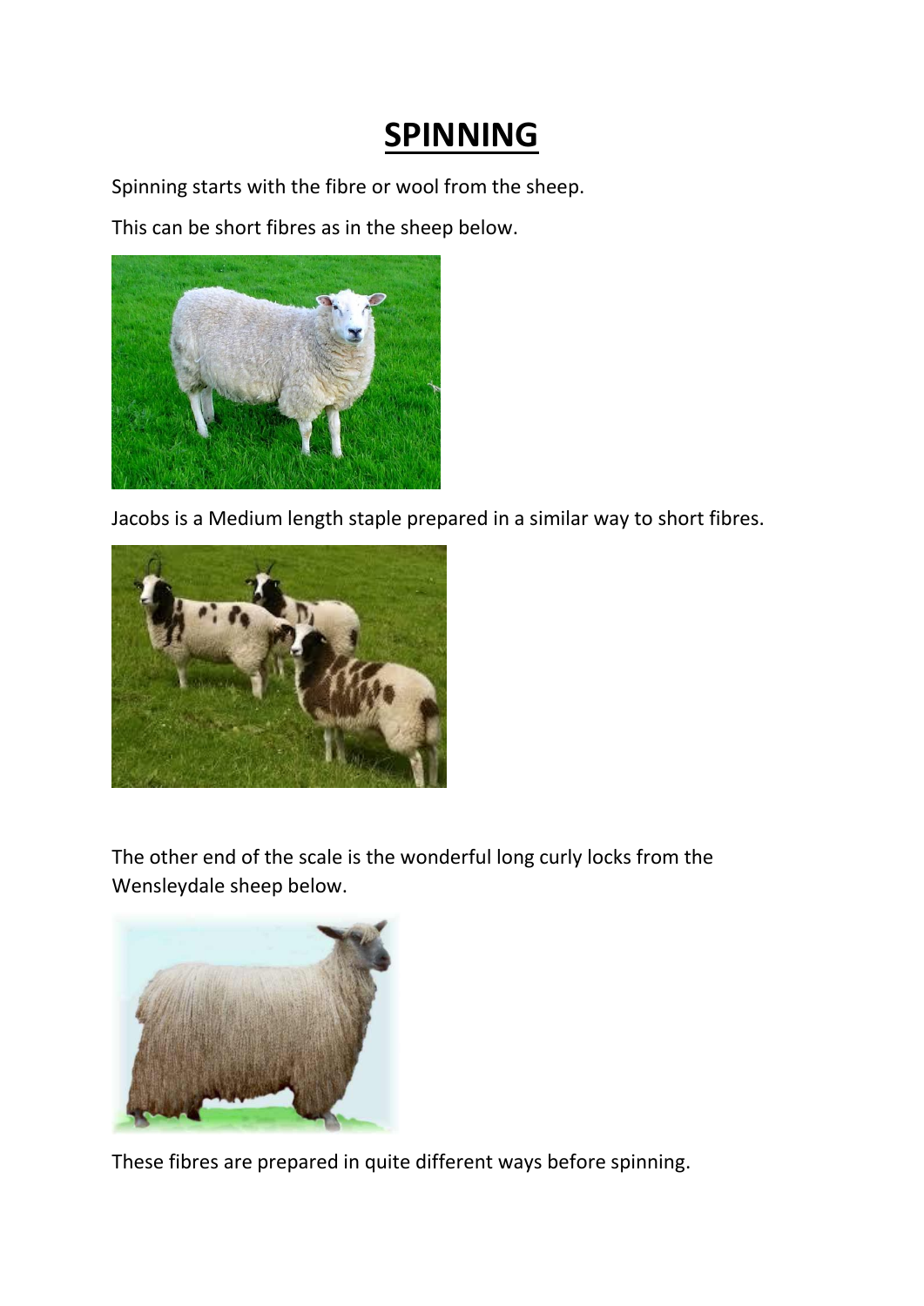# SPINNING

Spinning starts with the fibre or wool from the sheep.

This can be short fibres as in the sheep below.

Jacobs is a Medium length staple prepared in a similar way to short fibres.

The other end of the scale is the wonderful long curly locks from the Wensleydale sheep below.

These fibres are prepared in quite different ways before spinning.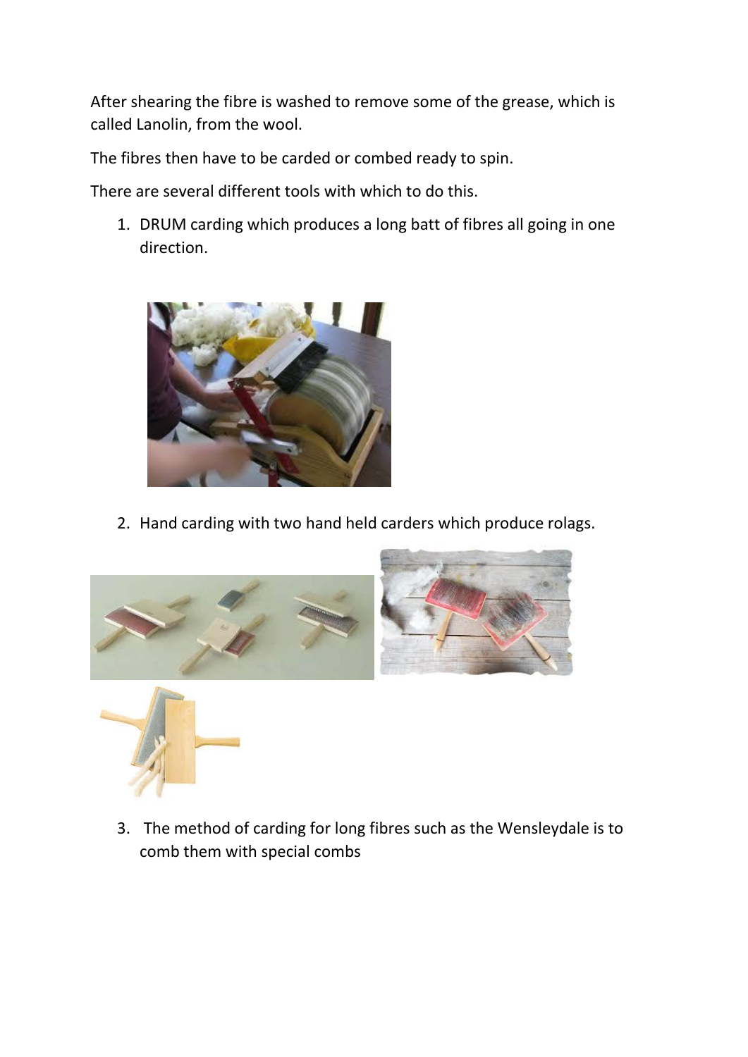After shearing the fibre is washed to remove some of the grease, which is called Lanolin, from the wool.

The fibres then have to be carded or combed ready to spin.

There are several different tools with which to do this.

1. DRUM carding which produces a long batt of fibres all going in one direction.

2. Hand carding with two hand held carders which produce rolags.

3. The method of carding for long fibres such as the Wensleydale is to comb them with special combs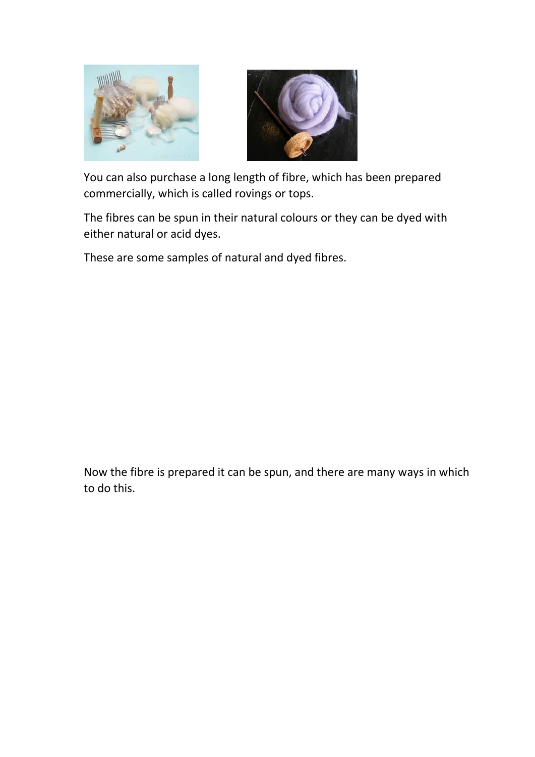You can also purchase a long length of fibre, which has been prepared commercially, which is called rovings or tops.

The fibres can be spun in their natural colours or they can be dyed with either natural or acid dyes.

These are some samples of natural and dyed fibres.

Now the fibre is prepared it can be spun, and there are many ways in which to do this.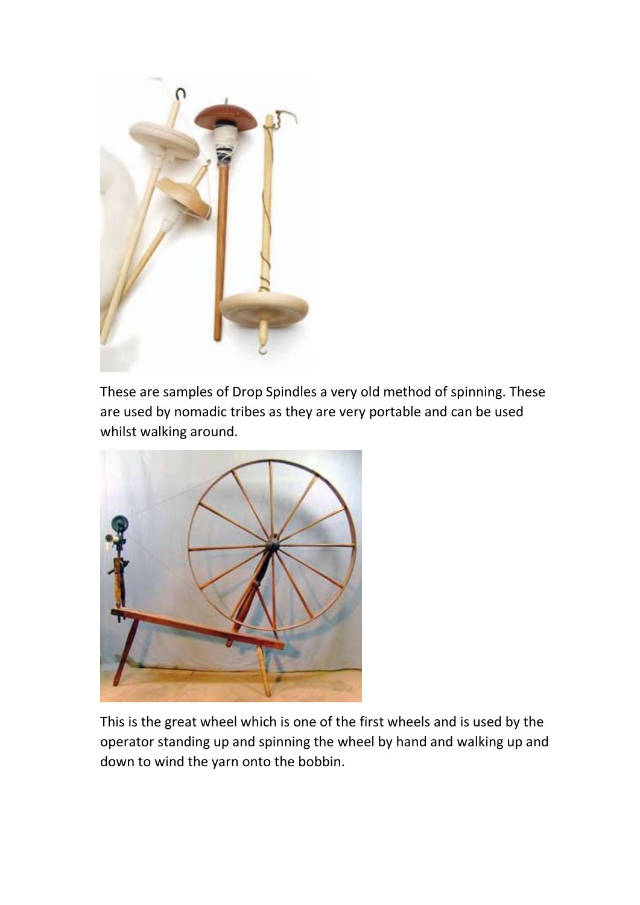These are samples of Drop Spindles a very old method of spinning. These are used by nomadic tribes as they are very portable and can be used whilst walking around.

This is the great wheel which is one of the first wheels and is used by the operator standing up and spinning the wheel by hand and walking up and down to wind the yarn onto the bobbin.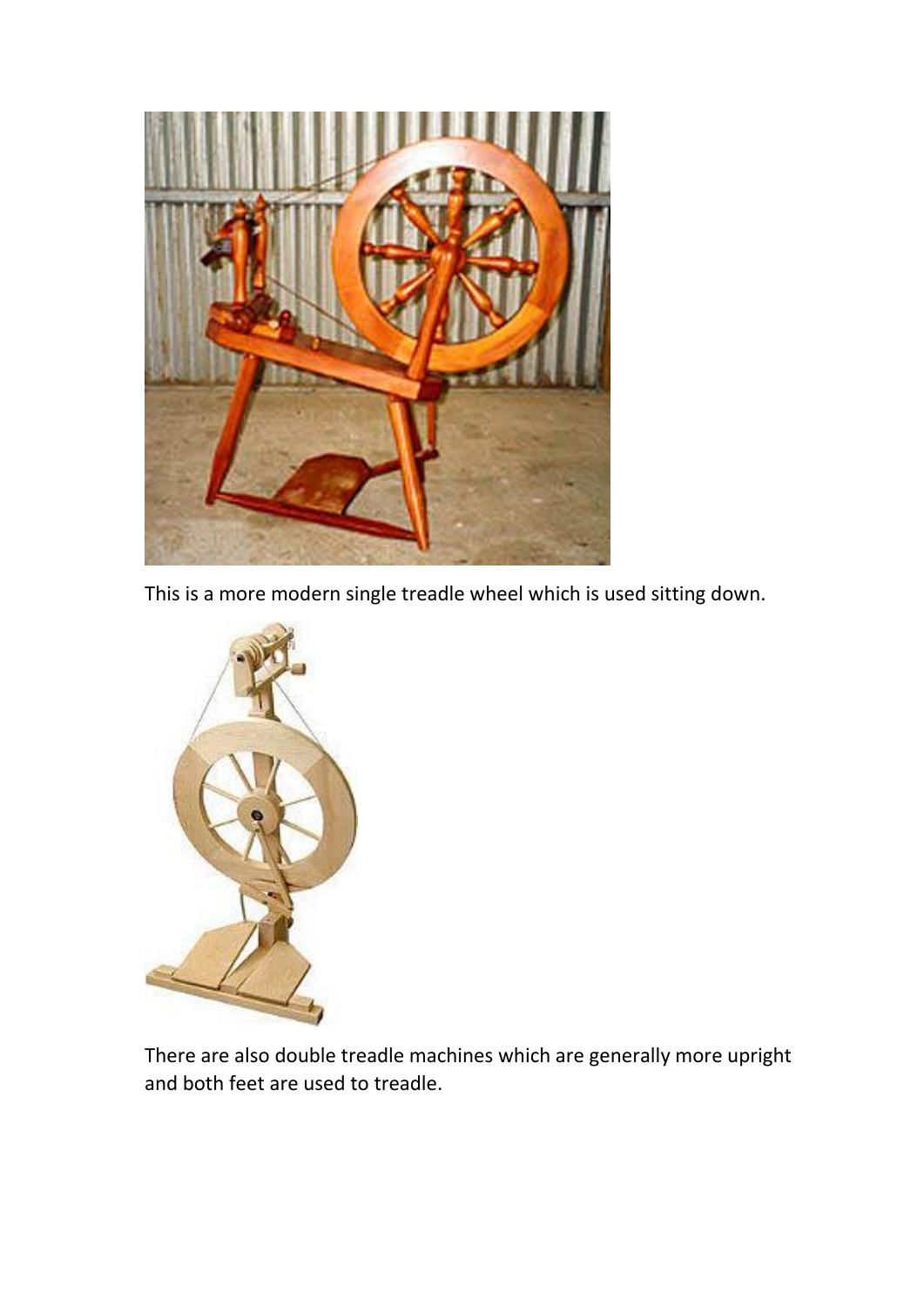This is a more modern single treadle wheel which is used sitting down.

There are also double treadle machines which are generally more upright and both feet are used to treadle.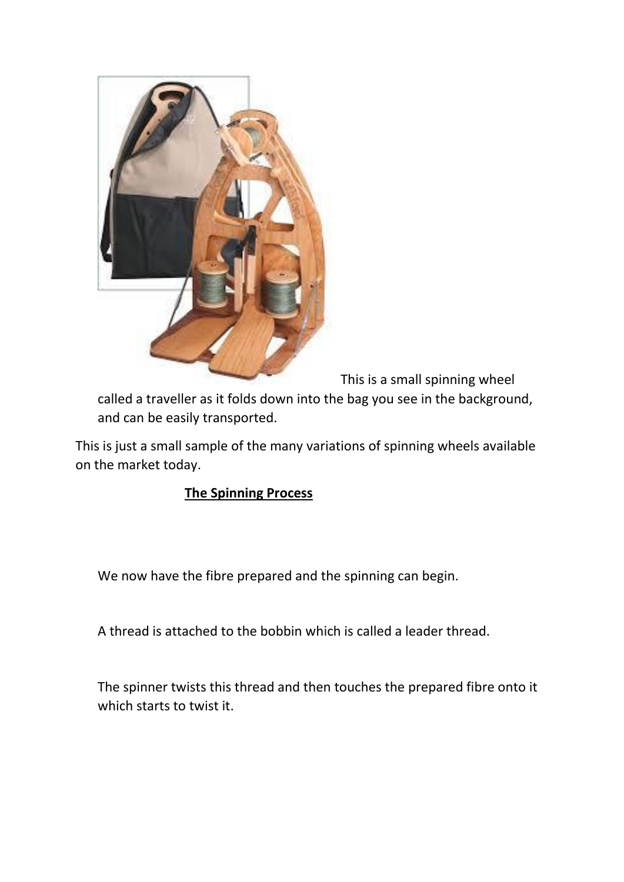This is a small spinning wheel called a traveller as it folds down into the bag you see in the background, and can be easily transported.

This is just a small sample of the many variations of spinning wheels available on the market today.

## **The Spinning Process**

We now have the fibre prepared and the spinning can begin.

A thread is attached to the bobbin which is called a leader thread.

The spinner twists this thread and then touches the prepared fibre onto it which starts to twist it.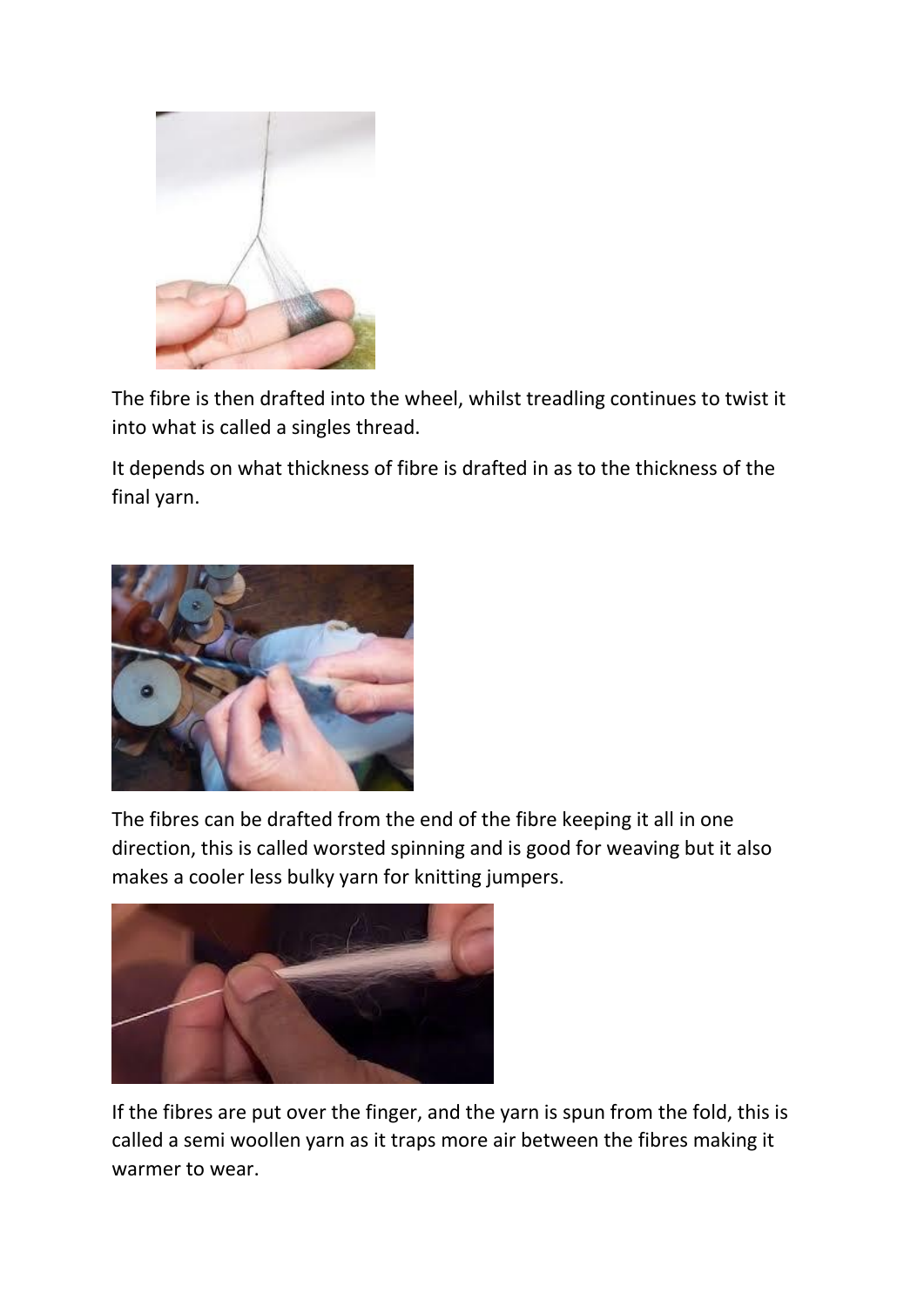The fibre is then drafted into the wheel, whilst treadling continues to twist it into what is called a singles thread.

It depends on what thickness of fibre is drafted in as to the thickness of the final yarn.

The fibres can be drafted from the end of the fibre keeping it all in one direction, this is called worsted spinning and is good for weaving but it also makes a cooler less bulky yarn for knitting jumpers.

If the fibres are put over the finger, and the yarn is spun from the fold, this is called a semi woollen yarn as it traps more air between the fibres making it warmer to wear.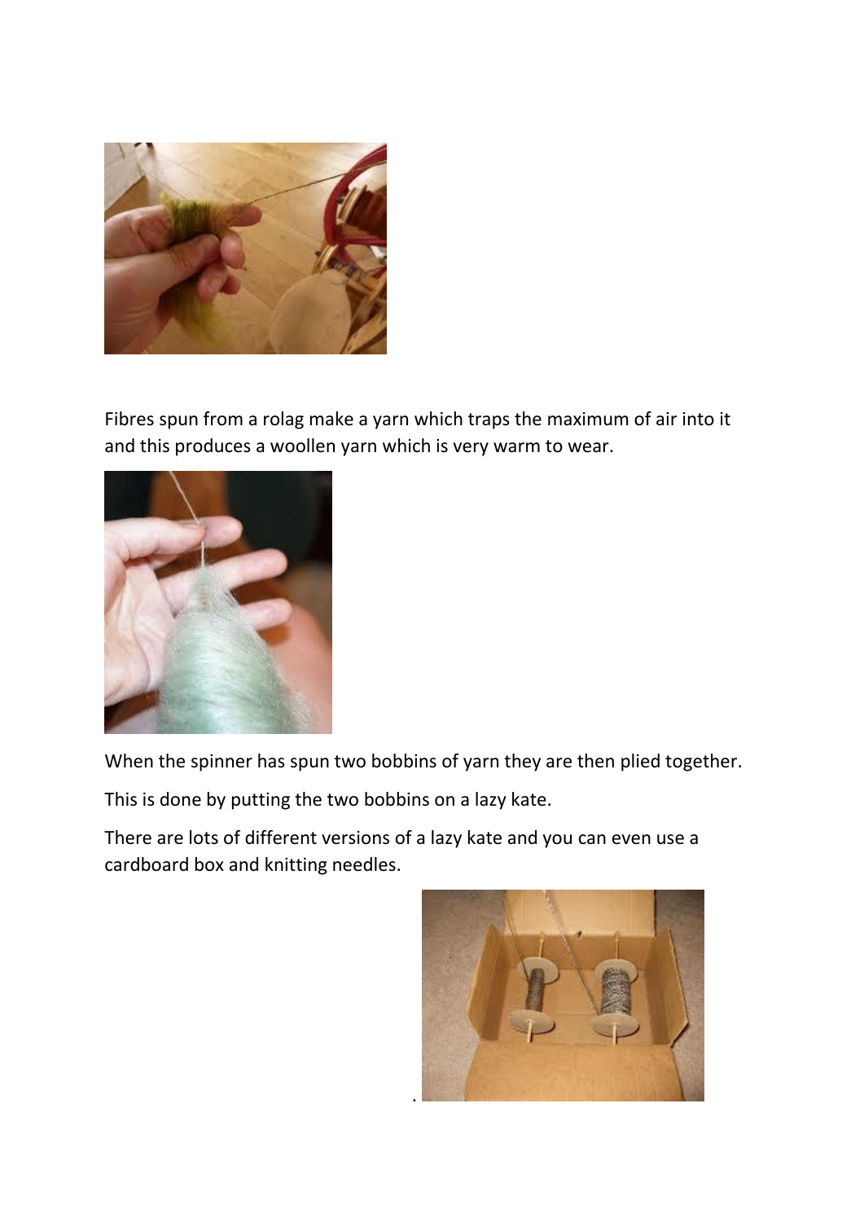Fibres spun from a rolag make a yarn which traps the maximum of air into it and this produces a woollen yarn which is very warm to wear.

When the spinner has spun two bobbins of yarn they are then plied together.

This is done by putting the two bobbins on a lazy kate.

There are lots of different versions of a lazy kate and you can even use a cardboard box and knitting needles.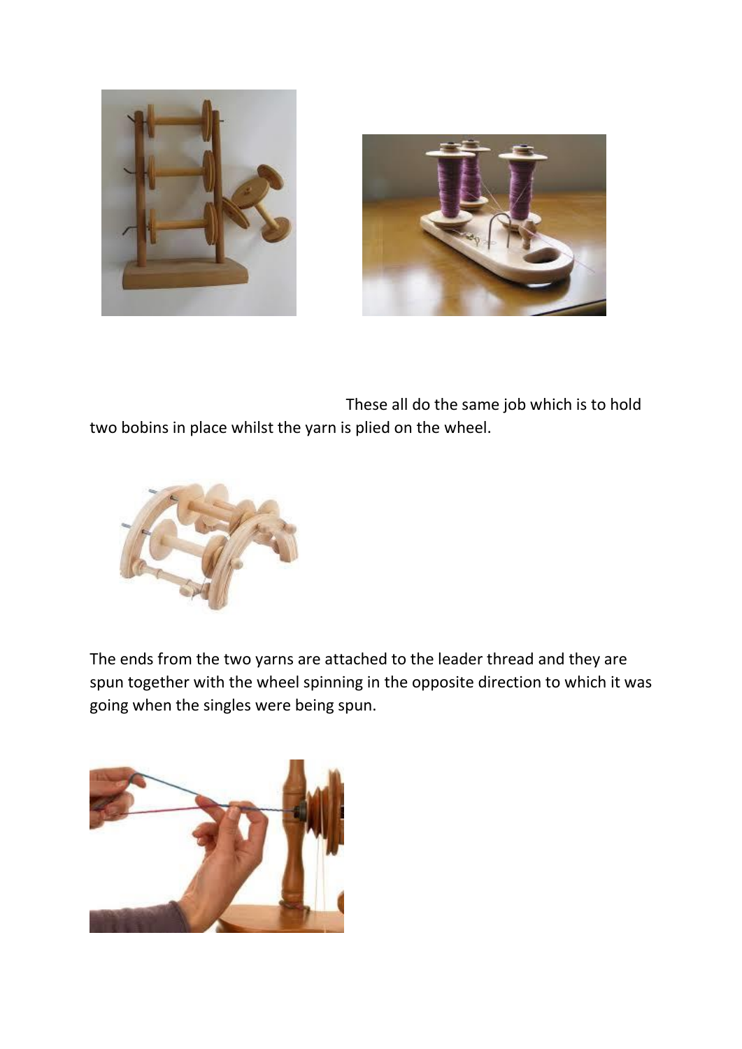These all do the same job which is to hold two bobins in place whilst the yarn is plied on the wheel.

The ends from the two yarns are attached to the leader thread and they are spun together with the wheel spinning in the opposite direction to which it was going when the singles were being spun.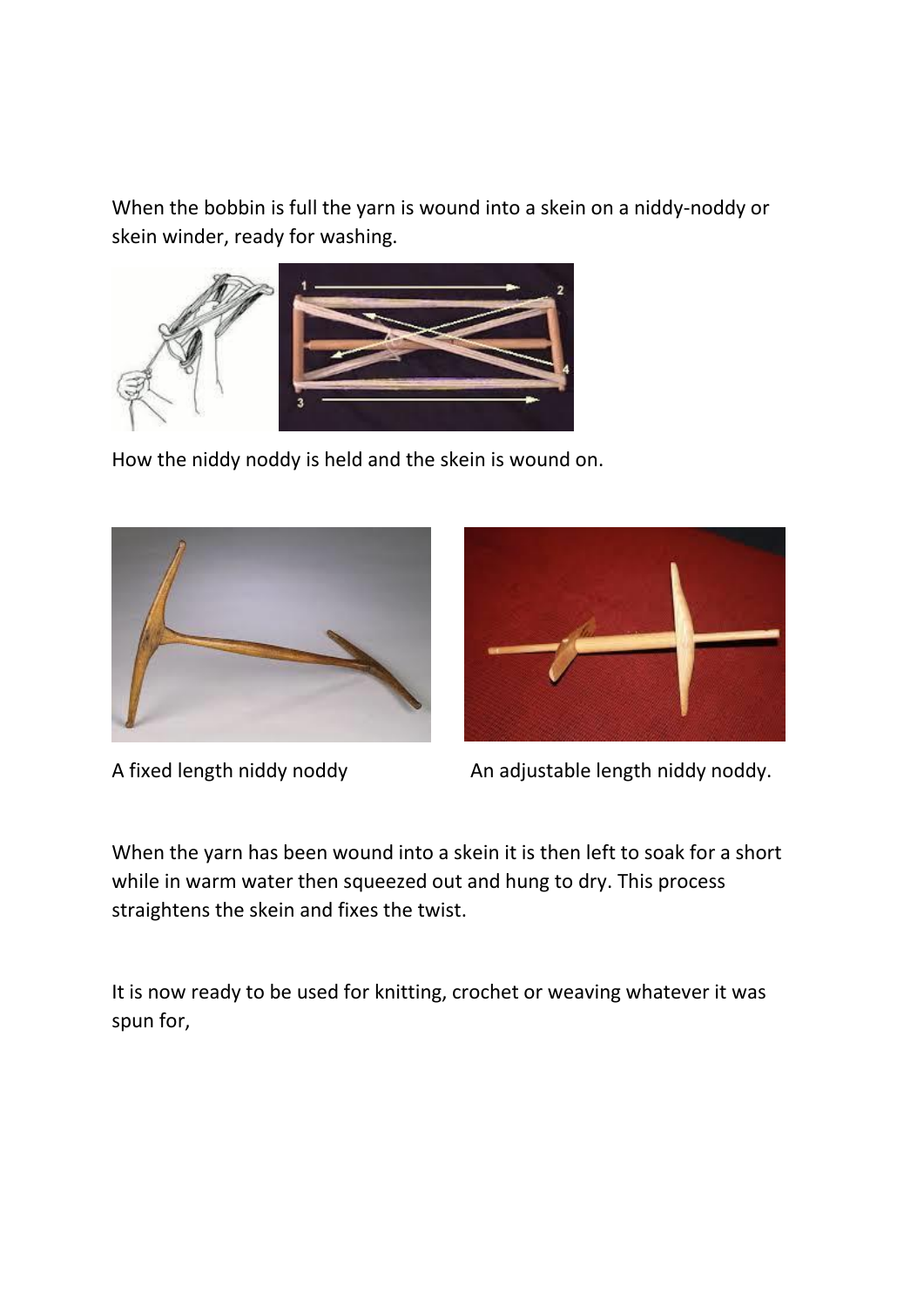When the bobbin is full the yarn is wound into a skein on a niddy-noddy or skein winder, ready for washing.

How the niddy noddy is held and the skein is wound on.

A fixed length niddy noddy

An adjustable length niddy noddy.

When the yarn has been wound into a skein it is then left to soak for a short while in warm water then squeezed out and hung to dry. This process straightens the skein and fixes the twist.

It is now ready to be used for knitting, crochet or weaving whatever it was spun for,